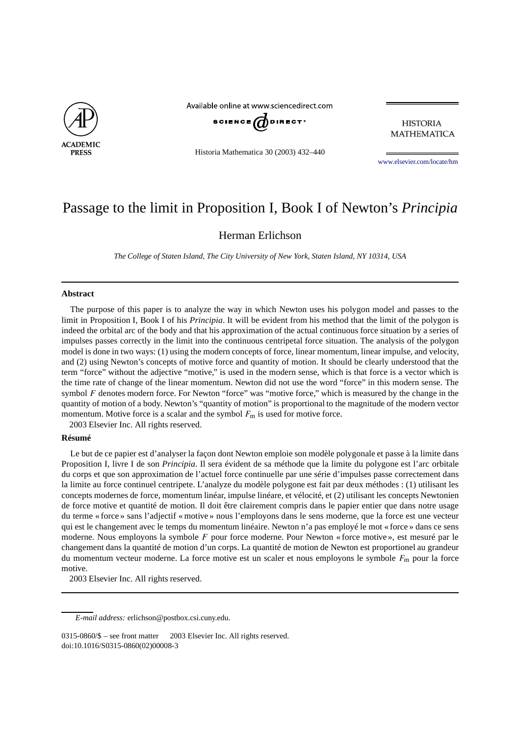# Passage to the limit in Proposition I, Book I of Newton's *Principia*

Herman Erlichson

*The College of Staten Island, The City University of New York, Staten Island, NY 10314, USA*

---

### Abstract

The purpose of this paper is to analyze the way in which Newton uses his polygon model and passes to the limit in Proposition I, Book I of his *Principia*. It will be evident from his method that the limit of the polygon is indeed the orbital arc of the body and that his approximation of the actual continuous force situation by a series of impulses passes correctly in the limit into the continuous centripetal force situation. The analysis of the polygon model is done in two ways: (1) using the modern concepts of force, linear momentum, linear impulse, and velocity, and (2) using Newton's concepts of motive force and quantity of motion. It should be clearly understood that the term "force" without the adjective "motive," is used in the modern sense, which is that force is a vector which is the time rate of change of the linear momentum. Newton did not use the word "force" in this modern sense. The symbol $F$ denotes modern force. For Newton "force" was "motive force," which is measured by the change in the quantity of motion of a body. Newton's "quantity of motion" is proportional to the magnitude of the modern vector momentum. Motive force is a scalar and the symbol $F_m$ is used for motive force.

2003 Elsevier Inc. All rights reserved.

### Résumé

Le but de ce papier est d'analyser la façon dont Newton emploie son modèle polygonale et passe à la limite dans Proposition I, livre I de son *Principia*. Il sera évident de sa méthode que la limite du polygone est l'arc orbitale du corps et que son approximation de l'actuel force continuelle par une série d'impulses passe correctement dans la limite au force continuel centripete. L'analyze du modèle polygone est fait par deux méthodes : (1) utilisant les concepts modernes de force, momentum linéar, impulse linéare, et vélocité, et (2) utilisant les concepts Newtonien de force motive et quantité de motion. Il doit être clairement compris dans le papier entier que dans notre usage du terme « force » sans l'adjectif « motive » nous l'employons dans le sens moderne, que la force est une vecteur qui est le changement avec le temps du momentum linéaire. Newton n'a pas employé le mot « force » dans ce sens moderne. Nous employons la symbole $F$ pour force moderne. Pour Newton « force motive », est mesuré par le changement dans la quantité de motion d'un corps. La quantité de motion de Newton est proportionel au grandeur du momentum vecteur moderne. La force motive est un scaler et nous employons le symbole $F_m$ pour la force motive.

2003 Elsevier Inc. All rights reserved.

---

*E-mail address:* erlichson@postbox.csi.cuny.edu.

0315-0860/$ – see front matter 2003 Elsevier Inc. All rights reserved.
doi:10.1016/S0315-0860(02)00008-3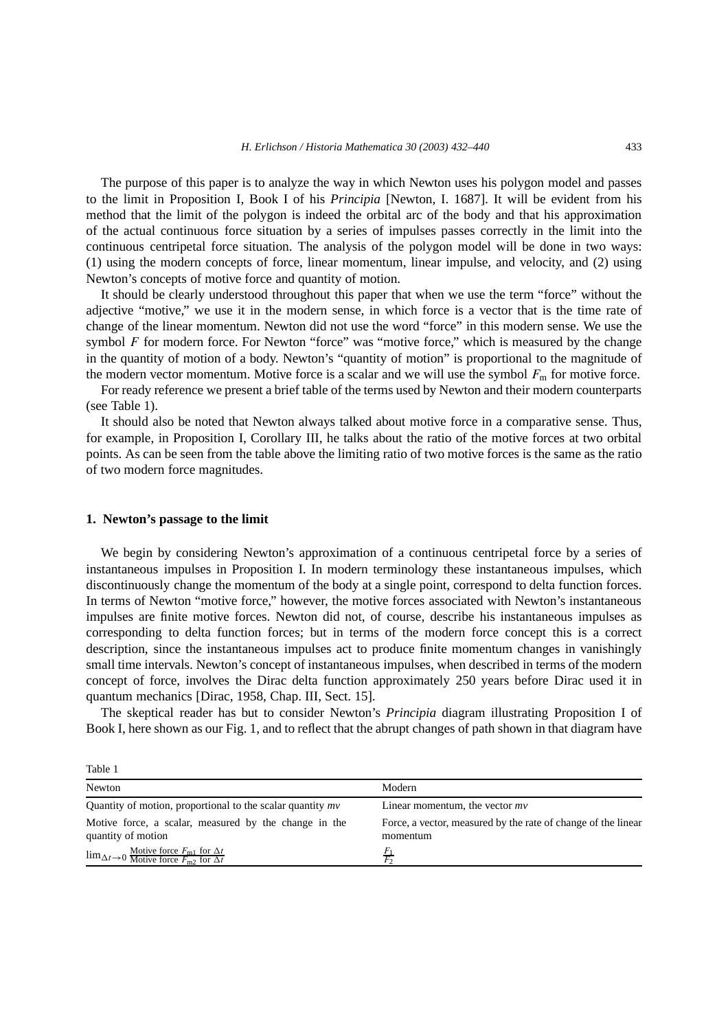The purpose of this paper is to analyze the way in which Newton uses his polygon model and passes to the limit in Proposition I, Book I of his *Principia* [Newton, I. 1687]. It will be evident from his method that the limit of the polygon is indeed the orbital arc of the body and that his approximation of the actual continuous force situation by a series of impulses passes correctly in the limit into the continuous centripetal force situation. The analysis of the polygon model will be done in two ways: (1) using the modern concepts of force, linear momentum, linear impulse, and velocity, and (2) using Newton's concepts of motive force and quantity of motion.

It should be clearly understood throughout this paper that when we use the term "force" without the adjective "motive," we use it in the modern sense, in which force is a vector that is the time rate of change of the linear momentum. Newton did not use the word "force" in this modern sense. We use the symbol $F$ for modern force. For Newton "force" was "motive force," which is measured by the change in the quantity of motion of a body. Newton's "quantity of motion" is proportional to the magnitude of the modern vector momentum. Motive force is a scalar and we will use the symbol $F_m$ for motive force.

For ready reference we present a brief table of the terms used by Newton and their modern counterparts (see Table 1).

It should also be noted that Newton always talked about motive force in a comparative sense. Thus, for example, in Proposition I, Corollary III, he talks about the ratio of the motive forces at two orbital points. As can be seen from the table above the limiting ratio of two motive forces is the same as the ratio of two modern force magnitudes.

## 1. Newton's passage to the limit

We begin by considering Newton's approximation of a continuous centripetal force by a series of instantaneous impulses in Proposition I. In modern terminology these instantaneous impulses, which discontinuously change the momentum of the body at a single point, correspond to delta function forces. In terms of Newton "motive force," however, the motive forces associated with Newton's instantaneous impulses are finite motive forces. Newton did not, of course, describe his instantaneous impulses as corresponding to delta function forces; but in terms of the modern force concept this is a correct description, since the instantaneous impulses act to produce finite momentum changes in vanishingly small time intervals. Newton's concept of instantaneous impulses, when described in terms of the modern concept of force, involves the Dirac delta function approximately 250 years before Dirac used it in quantum mechanics [Dirac, 1958, Chap. III, Sect. 15].

The skeptical reader has but to consider Newton's *Principia* diagram illustrating Proposition I of Book I, here shown as our Fig. 1, and to reflect that the abrupt changes of path shown in that diagram have

Table 1

| Newton | Modern |
|---|---|
| Quantity of motion, proportional to the scalar quantity $mv$ | Linear momentum, the vector $mv$ |
| Motive force, a scalar, measured by the change in the quantity of motion | Force, a vector, measured by the rate of change of the linear momentum |
| $\lim_{\Delta t \to 0} \frac{\text{Motive force } F_{m1} \text{ for } \Delta t}{\text{Motive force } F_{m2} \text{ for } \Delta t}$ | $\frac{F_1}{F_2}$ |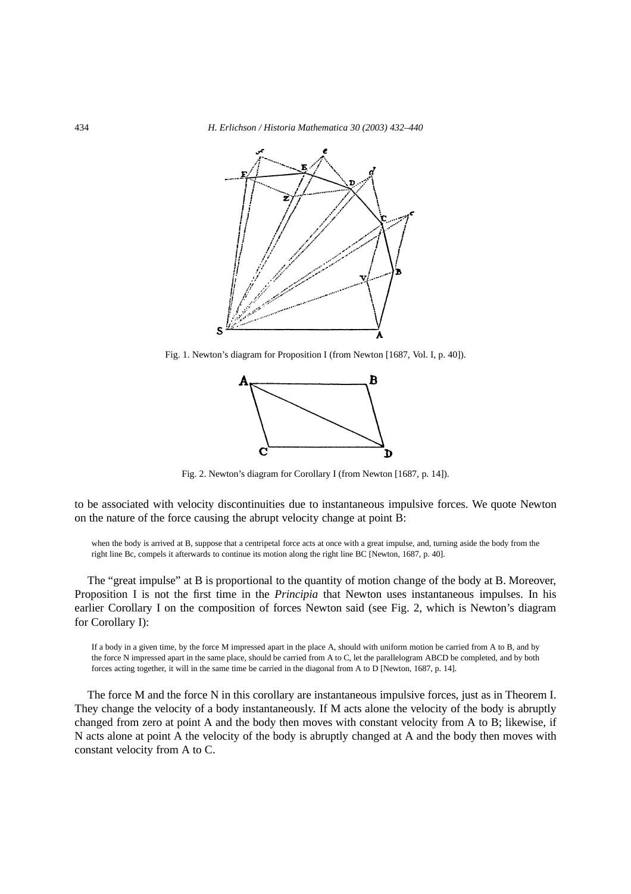Fig. 1. Newton's diagram for Proposition I (from Newton [1687, Vol. I, p. 40]).

Fig. 2. Newton's diagram for Corollary I (from Newton [1687, p. 14]).

to be associated with velocity discontinuities due to instantaneous impulsive forces. We quote Newton on the nature of the force causing the abrupt velocity change at point B:

> when the body is arrived at B, suppose that a centripetal force acts at once with a great impulse, and, turning aside the body from the right line Bc, compels it afterwards to continue its motion along the right line BC [Newton, 1687, p. 40].

The "great impulse" at B is proportional to the quantity of motion change of the body at B. Moreover, Proposition I is not the first time in the *Principia* that Newton uses instantaneous impulses. In his earlier Corollary I on the composition of forces Newton said (see Fig. 2, which is Newton's diagram for Corollary I):

> If a body in a given time, by the force M impressed apart in the place A, should with uniform motion be carried from A to B, and by the force N impressed apart in the same place, should be carried from A to C, let the parallelogram ABCD be completed, and by both forces acting together, it will in the same time be carried in the diagonal from A to D [Newton, 1687, p. 14].

The force M and the force N in this corollary are instantaneous impulsive forces, just as in Theorem I. They change the velocity of a body instantaneously. If M acts alone the velocity of the body is abruptly changed from zero at point A and the body then moves with constant velocity from A to B; likewise, if N acts alone at point A the velocity of the body is abruptly changed at A and the body then moves with constant velocity from A to C.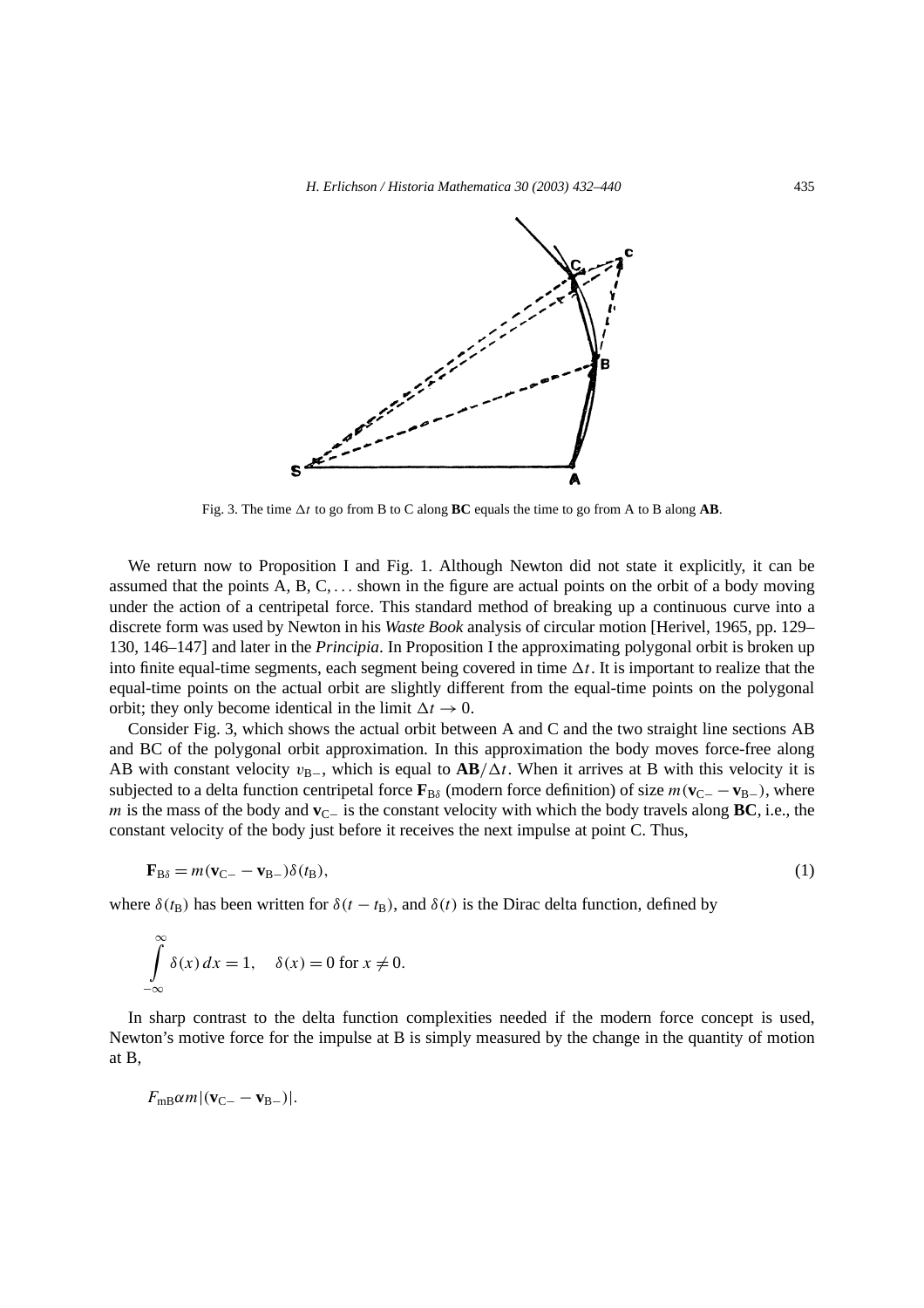Fig. 3. The time $\Delta t$ to go from B to C along **BC** equals the time to go from A to B along **AB**.

We return now to Proposition I and Fig. 1. Although Newton did not state it explicitly, it can be assumed that the points A, B, C, ... shown in the figure are actual points on the orbit of a body moving under the action of a centripetal force. This standard method of breaking up a continuous curve into a discrete form was used by Newton in his *Waste Book* analysis of circular motion [Herivel, 1965, pp. 129–130, 146–147] and later in the *Principia*. In Proposition I the approximating polygonal orbit is broken up into finite equal-time segments, each segment being covered in time $\Delta t$. It is important to realize that the equal-time points on the actual orbit are slightly different from the equal-time points on the polygonal orbit; they only become identical in the limit $\Delta t \to 0$.

Consider Fig. 3, which shows the actual orbit between A and C and the two straight line sections AB and BC of the polygonal orbit approximation. In this approximation the body moves force-free along AB with constant velocity $v_{\mathrm{B}-}$, which is equal to $\mathbf{AB}/\Delta t$. When it arrives at B with this velocity it is subjected to a delta function centripetal force $\mathbf{F}_{\mathrm{B}\delta}$ (modern force definition) of size $m(\mathbf{v}_{\mathrm{C}-} - \mathbf{v}_{\mathrm{B}-})$, where $m$ is the mass of the body and $\mathbf{v}_{\mathrm{C}-}$ is the constant velocity with which the body travels along **BC**, i.e., the constant velocity of the body just before it receives the next impulse at point C. Thus,

$$\mathbf{F}_{\mathrm{B}\delta} = m(\mathbf{v}_{\mathrm{C}-} - \mathbf{v}_{\mathrm{B}-})\delta(t_{\mathrm{B}}), \tag{1}$$

where $\delta(t_{\mathrm{B}})$ has been written for $\delta(t - t_{\mathrm{B}})$, and $\delta(t)$ is the Dirac delta function, defined by

$$\int_{-\infty}^{\infty} \delta(x)\,dx = 1, \quad \delta(x) = 0 \text{ for } x \neq 0.$$

In sharp contrast to the delta function complexities needed if the modern force concept is used, Newton's motive force for the impulse at B is simply measured by the change in the quantity of motion at B,

$$F_{\mathrm{mB}} \alpha m |(\mathbf{v}_{\mathrm{C}-} - \mathbf{v}_{\mathrm{B}-})|.$$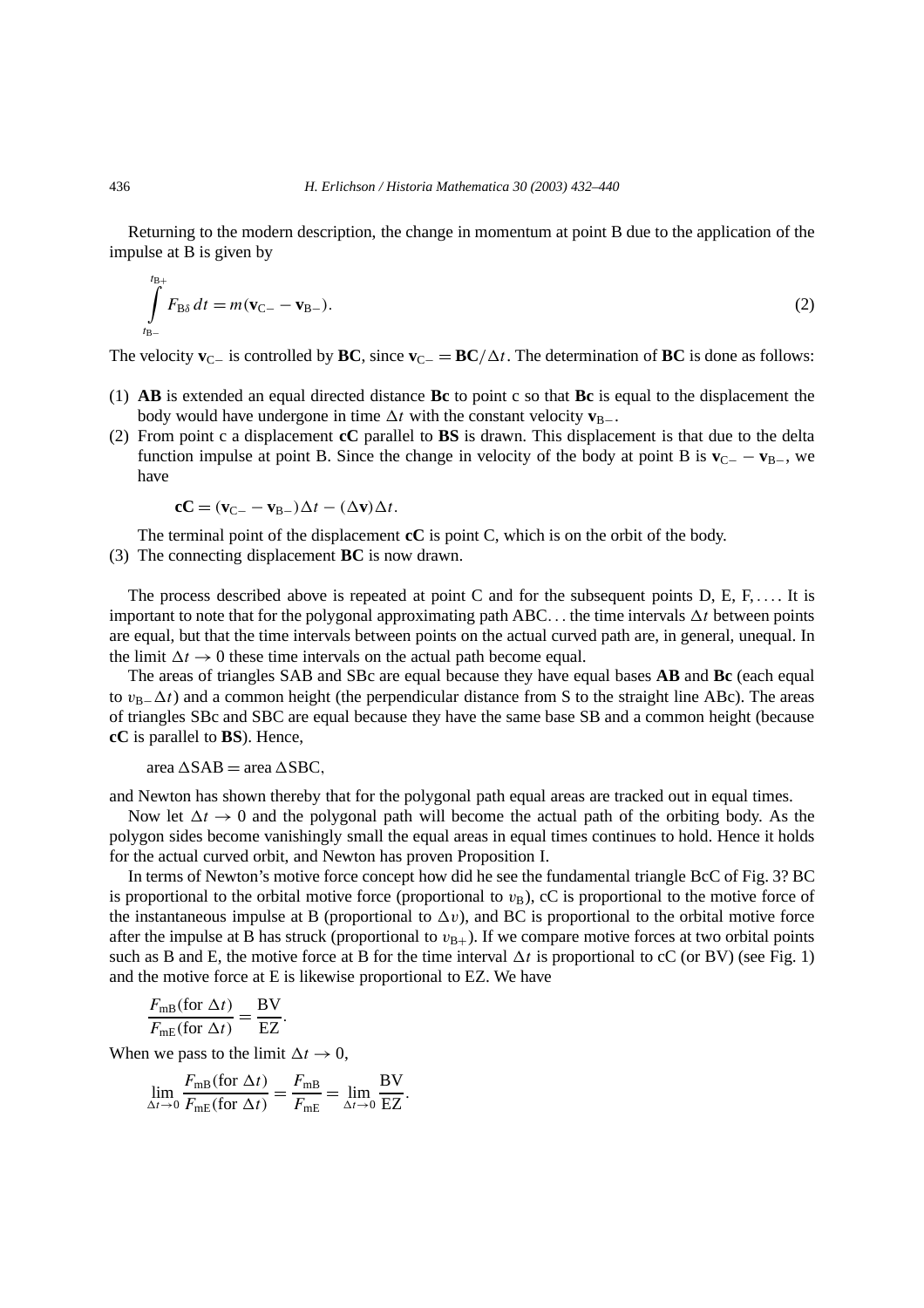Returning to the modern description, the change in momentum at point B due to the application of the impulse at B is given by

$$\int_{t_{B-}}^{t_{B+}} F_{B\delta}\, dt = m(\mathbf{v}_{C-} - \mathbf{v}_{B-}). \tag{2}$$

The velocity $\mathbf{v}_{C-}$ is controlled by **BC**, since $\mathbf{v}_{C-} = \mathbf{BC}/\Delta t$. The determination of **BC** is done as follows:

(1) **AB** is extended an equal directed distance **Bc** to point c so that **Bc** is equal to the displacement the body would have undergone in time $\Delta t$ with the constant velocity $\mathbf{v}_{B-}$.

(2) From point c a displacement **cC** parallel to **BS** is drawn. This displacement is that due to the delta function impulse at point B. Since the change in velocity of the body at point B is $\mathbf{v}_{C-} - \mathbf{v}_{B-}$, we have

$$\mathbf{cC} = (\mathbf{v}_{C-} - \mathbf{v}_{B-})\Delta t - (\Delta \mathbf{v})\Delta t.$$

The terminal point of the displacement **cC** is point C, which is on the orbit of the body.

(3) The connecting displacement **BC** is now drawn.

The process described above is repeated at point C and for the subsequent points D, E, F, .... It is important to note that for the polygonal approximating path ABC... the time intervals $\Delta t$ between points are equal, but that the time intervals between points on the actual curved path are, in general, unequal. In the limit $\Delta t \to 0$ these time intervals on the actual path become equal.

The areas of triangles SAB and SBc are equal because they have equal bases **AB** and **Bc** (each equal to $v_{B-}\Delta t$) and a common height (the perpendicular distance from S to the straight line ABc). The areas of triangles SBc and SBC are equal because they have the same base SB and a common height (because **cC** is parallel to **BS**). Hence,

$$\text{area } \Delta\text{SAB} = \text{area } \Delta\text{SBC},$$

and Newton has shown thereby that for the polygonal path equal areas are tracked out in equal times.

Now let $\Delta t \to 0$ and the polygonal path will become the actual path of the orbiting body. As the polygon sides become vanishingly small the equal areas in equal times continues to hold. Hence it holds for the actual curved orbit, and Newton has proven Proposition I.

In terms of Newton's motive force concept how did he see the fundamental triangle BcC of Fig. 3? BC is proportional to the orbital motive force (proportional to $v_B$), cC is proportional to the motive force of the instantaneous impulse at B (proportional to $\Delta v$), and BC is proportional to the orbital motive force after the impulse at B has struck (proportional to $v_{B+}$). If we compare motive forces at two orbital points such as B and E, the motive force at B for the time interval $\Delta t$ is proportional to cC (or BV) (see Fig. 1) and the motive force at E is likewise proportional to EZ. We have

$$\frac{F_{mB}(\text{for } \Delta t)}{F_{mE}(\text{for } \Delta t)} = \frac{\text{BV}}{\text{EZ}}.$$

When we pass to the limit $\Delta t \to 0$,

$$\lim_{\Delta t \to 0} \frac{F_{mB}(\text{for } \Delta t)}{F_{mE}(\text{for } \Delta t)} = \frac{F_{mB}}{F_{mE}} = \lim_{\Delta t \to 0} \frac{\text{BV}}{\text{EZ}}.$$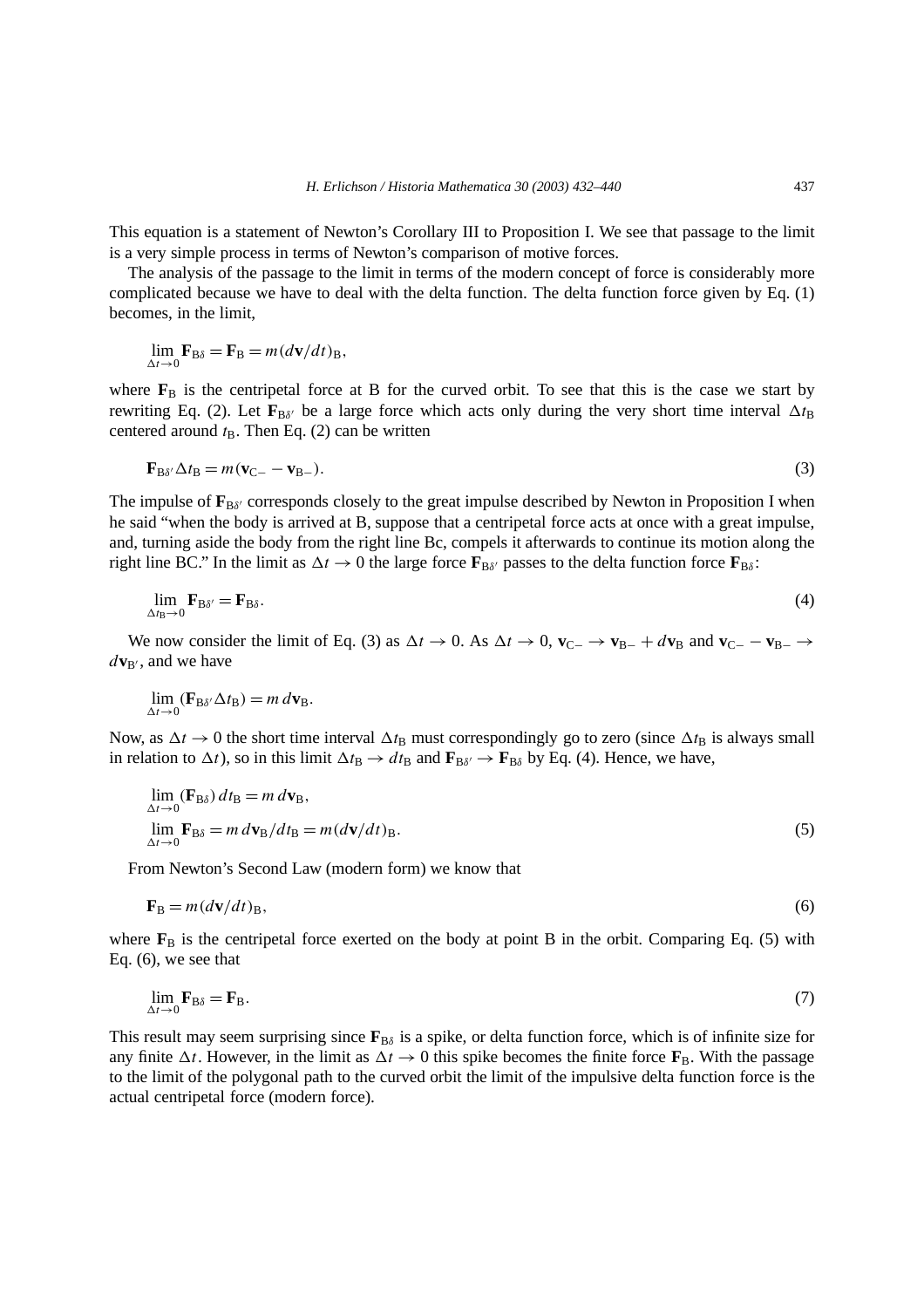This equation is a statement of Newton's Corollary III to Proposition I. We see that passage to the limit is a very simple process in terms of Newton's comparison of motive forces.

The analysis of the passage to the limit in terms of the modern concept of force is considerably more complicated because we have to deal with the delta function. The delta function force given by Eq. (1) becomes, in the limit,

$$\lim_{\Delta t \to 0} \mathbf{F}_{\mathrm{B}\delta} = \mathbf{F}_{\mathrm{B}} = m(d\mathbf{v}/dt)_{\mathrm{B}},$$

where $\mathbf{F}_{\mathrm{B}}$ is the centripetal force at B for the curved orbit. To see that this is the case we start by rewriting Eq. (2). Let $\mathbf{F}_{\mathrm{B}\delta'}$ be a large force which acts only during the very short time interval $\Delta t_{\mathrm{B}}$ centered around $t_{\mathrm{B}}$. Then Eq. (2) can be written

$$\mathbf{F}_{\mathrm{B}\delta'} \Delta t_{\mathrm{B}} = m(\mathbf{v}_{\mathrm{C}-} - \mathbf{v}_{\mathrm{B}-}). \tag{3}$$

The impulse of $\mathbf{F}_{\mathrm{B}\delta'}$ corresponds closely to the great impulse described by Newton in Proposition I when he said "when the body is arrived at B, suppose that a centripetal force acts at once with a great impulse, and, turning aside the body from the right line Bc, compels it afterwards to continue its motion along the right line BC." In the limit as $\Delta t \to 0$ the large force $\mathbf{F}_{\mathrm{B}\delta'}$ passes to the delta function force $\mathbf{F}_{\mathrm{B}\delta}$:

$$\lim_{\Delta t_{\mathrm{B}} \to 0} \mathbf{F}_{\mathrm{B}\delta'} = \mathbf{F}_{\mathrm{B}\delta}. \tag{4}$$

We now consider the limit of Eq. (3) as $\Delta t \to 0$. As $\Delta t \to 0$, $\mathbf{v}_{\mathrm{C}-} \to \mathbf{v}_{\mathrm{B}-} + d\mathbf{v}_{\mathrm{B}}$ and $\mathbf{v}_{\mathrm{C}-} - \mathbf{v}_{\mathrm{B}-} \to d\mathbf{v}_{\mathrm{B}'}$, and we have

$$\lim_{\Delta t \to 0} (\mathbf{F}_{\mathrm{B}\delta'} \Delta t_{\mathrm{B}}) = m\, d\mathbf{v}_{\mathrm{B}}.$$

Now, as $\Delta t \to 0$ the short time interval $\Delta t_{\mathrm{B}}$ must correspondingly go to zero (since $\Delta t_{\mathrm{B}}$ is always small in relation to $\Delta t$), so in this limit $\Delta t_{\mathrm{B}} \to dt_{\mathrm{B}}$ and $\mathbf{F}_{\mathrm{B}\delta'} \to \mathbf{F}_{\mathrm{B}\delta}$ by Eq. (4). Hence, we have,

$$\lim_{\Delta t \to 0} (\mathbf{F}_{\mathrm{B}\delta})\, dt_{\mathrm{B}} = m\, d\mathbf{v}_{\mathrm{B}},$$

$$\lim_{\Delta t \to 0} \mathbf{F}_{\mathrm{B}\delta} = m\, d\mathbf{v}_{\mathrm{B}}/dt_{\mathrm{B}} = m(d\mathbf{v}/dt)_{\mathrm{B}}. \tag{5}$$

From Newton's Second Law (modern form) we know that

$$\mathbf{F}_{\mathrm{B}} = m(d\mathbf{v}/dt)_{\mathrm{B}}, \tag{6}$$

where $\mathbf{F}_{\mathrm{B}}$ is the centripetal force exerted on the body at point B in the orbit. Comparing Eq. (5) with Eq. (6), we see that

$$\lim_{\Delta t \to 0} \mathbf{F}_{\mathrm{B}\delta} = \mathbf{F}_{\mathrm{B}}. \tag{7}$$

This result may seem surprising since $\mathbf{F}_{\mathrm{B}\delta}$ is a spike, or delta function force, which is of infinite size for any finite $\Delta t$. However, in the limit as $\Delta t \to 0$ this spike becomes the finite force $\mathbf{F}_{\mathrm{B}}$. With the passage to the limit of the polygonal path to the curved orbit the limit of the impulsive delta function force is the actual centripetal force (modern force).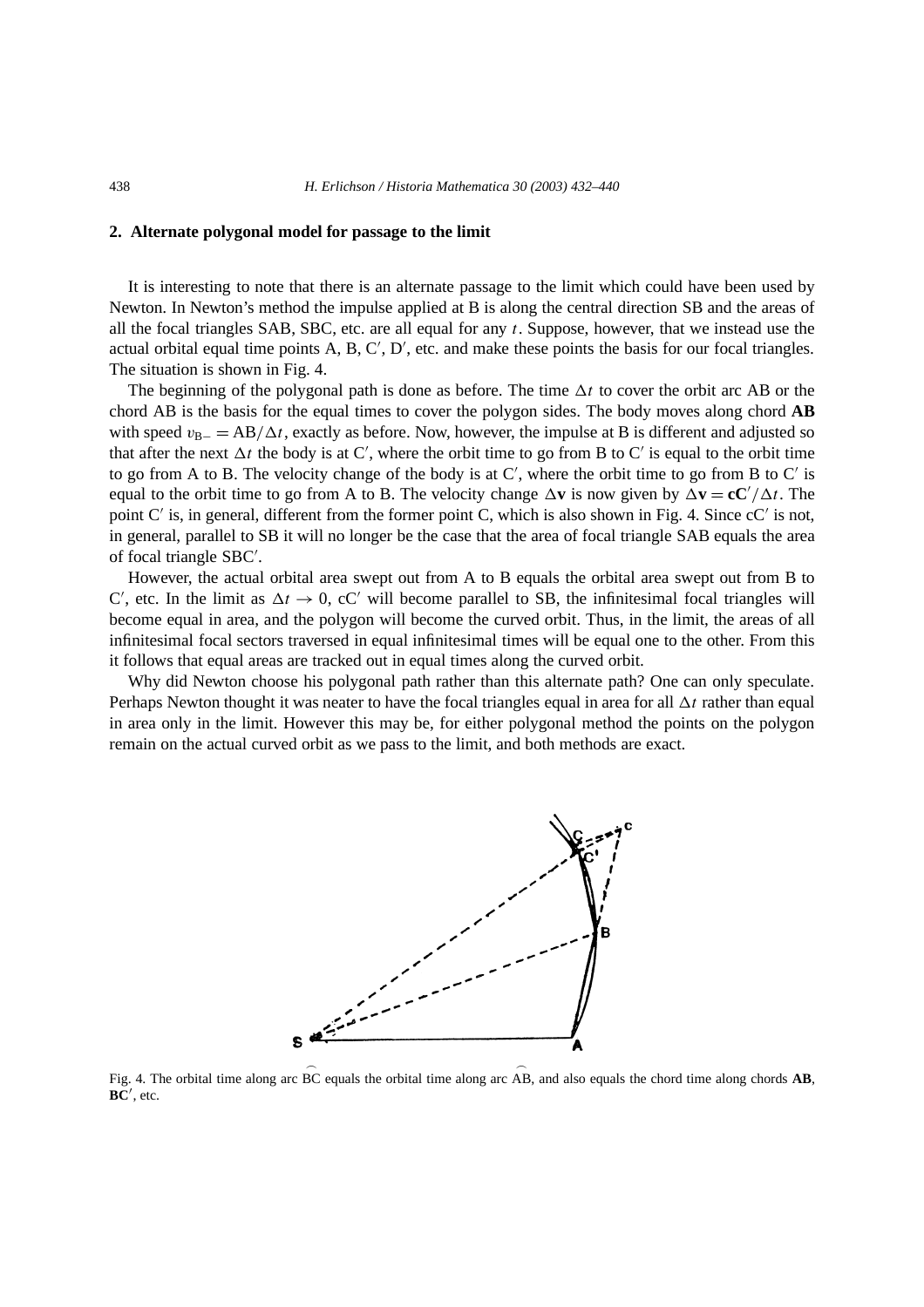## 2. Alternate polygonal model for passage to the limit

It is interesting to note that there is an alternate passage to the limit which could have been used by Newton. In Newton's method the impulse applied at B is along the central direction SB and the areas of all the focal triangles SAB, SBC, etc. are all equal for any $t$. Suppose, however, that we instead use the actual orbital equal time points A, B, C′, D′, etc. and make these points the basis for our focal triangles. The situation is shown in Fig. 4.

The beginning of the polygonal path is done as before. The time $\Delta t$ to cover the orbit arc AB or the chord AB is the basis for the equal times to cover the polygon sides. The body moves along chord **AB** with speed $v_{B-} = AB/\Delta t$, exactly as before. Now, however, the impulse at B is different and adjusted so that after the next $\Delta t$ the body is at C′, where the orbit time to go from B to C′ is equal to the orbit time to go from A to B. The velocity change of the body is at C′, where the orbit time to go from B to C′ is equal to the orbit time to go from A to B. The velocity change $\Delta \mathbf{v}$ is now given by $\Delta \mathbf{v} = \mathbf{cC}'/\Delta t$. The point C′ is, in general, different from the former point C, which is also shown in Fig. 4. Since cC′ is not, in general, parallel to SB it will no longer be the case that the area of focal triangle SAB equals the area of focal triangle SBC′.

However, the actual orbital area swept out from A to B equals the orbital area swept out from B to C′, etc. In the limit as $\Delta t \to 0$, cC′ will become parallel to SB, the infinitesimal focal triangles will become equal in area, and the polygon will become the curved orbit. Thus, in the limit, the areas of all infinitesimal focal sectors traversed in equal infinitesimal times will be equal one to the other. From this it follows that equal areas are tracked out in equal times along the curved orbit.

Why did Newton choose his polygonal path rather than this alternate path? One can only speculate. Perhaps Newton thought it was neater to have the focal triangles equal in area for all $\Delta t$ rather than equal in area only in the limit. However this may be, for either polygonal method the points on the polygon remain on the actual curved orbit as we pass to the limit, and both methods are exact.

Fig. 4. The orbital time along arc $\overset{\frown}{BC}$ equals the orbital time along arc $\overset{\frown}{AB}$, and also equals the chord time along chords **AB**, **BC**′, etc.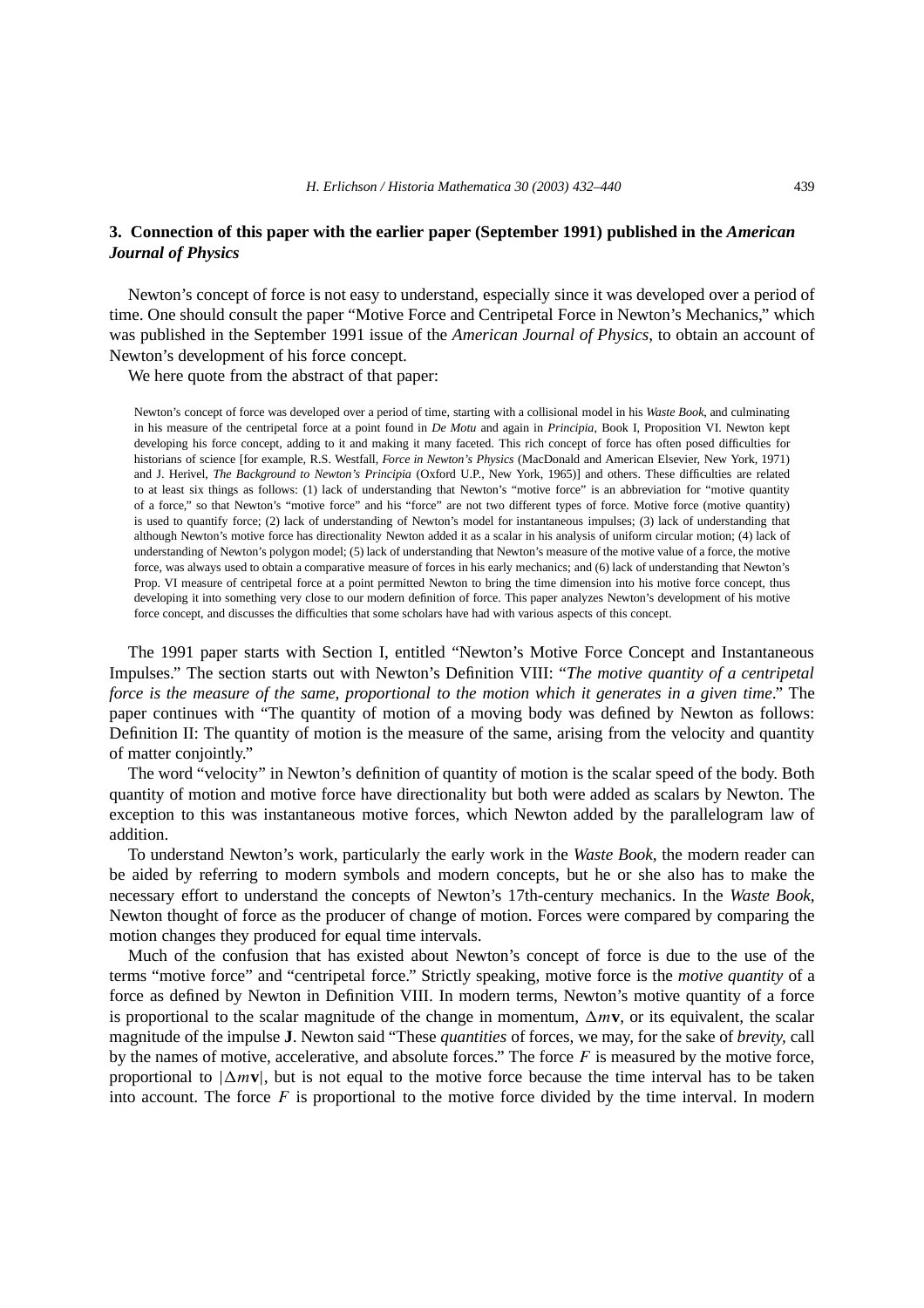## 3. Connection of this paper with the earlier paper (September 1991) published in the *American Journal of Physics*

Newton's concept of force is not easy to understand, especially since it was developed over a period of time. One should consult the paper "Motive Force and Centripetal Force in Newton's Mechanics," which was published in the September 1991 issue of the *American Journal of Physics*, to obtain an account of Newton's development of his force concept.

We here quote from the abstract of that paper:

> Newton's concept of force was developed over a period of time, starting with a collisional model in his *Waste Book*, and culminating in his measure of the centripetal force at a point found in *De Motu* and again in *Principia*, Book I, Proposition VI. Newton kept developing his force concept, adding to it and making it many faceted. This rich concept of force has often posed difficulties for historians of science [for example, R.S. Westfall, *Force in Newton's Physics* (MacDonald and American Elsevier, New York, 1971) and J. Herivel, *The Background to Newton's Principia* (Oxford U.P., New York, 1965)] and others. These difficulties are related to at least six things as follows: (1) lack of understanding that Newton's "motive force" is an abbreviation for "motive quantity of a force," so that Newton's "motive force" and his "force" are not two different types of force. Motive force (motive quantity) is used to quantify force; (2) lack of understanding of Newton's model for instantaneous impulses; (3) lack of understanding that although Newton's motive force has directionality Newton added it as a scalar in his analysis of uniform circular motion; (4) lack of understanding of Newton's polygon model; (5) lack of understanding that Newton's measure of the motive value of a force, the motive force, was always used to obtain a comparative measure of forces in his early mechanics; and (6) lack of understanding that Newton's Prop. VI measure of centripetal force at a point permitted Newton to bring the time dimension into his motive force concept, thus developing it into something very close to our modern definition of force. This paper analyzes Newton's development of his motive force concept, and discusses the difficulties that some scholars have had with various aspects of this concept.

The 1991 paper starts with Section I, entitled "Newton's Motive Force Concept and Instantaneous Impulses." The section starts out with Newton's Definition VIII: "*The motive quantity of a centripetal force is the measure of the same, proportional to the motion which it generates in a given time*." The paper continues with "The quantity of motion of a moving body was defined by Newton as follows: Definition II: The quantity of motion is the measure of the same, arising from the velocity and quantity of matter conjointly."

The word "velocity" in Newton's definition of quantity of motion is the scalar speed of the body. Both quantity of motion and motive force have directionality but both were added as scalars by Newton. The exception to this was instantaneous motive forces, which Newton added by the parallelogram law of addition.

To understand Newton's work, particularly the early work in the *Waste Book*, the modern reader can be aided by referring to modern symbols and modern concepts, but he or she also has to make the necessary effort to understand the concepts of Newton's 17th-century mechanics. In the *Waste Book*, Newton thought of force as the producer of change of motion. Forces were compared by comparing the motion changes they produced for equal time intervals.

Much of the confusion that has existed about Newton's concept of force is due to the use of the terms "motive force" and "centripetal force." Strictly speaking, motive force is the *motive quantity* of a force as defined by Newton in Definition VIII. In modern terms, Newton's motive quantity of a force is proportional to the scalar magnitude of the change in momentum, $\Delta m\mathbf{v}$, or its equivalent, the scalar magnitude of the impulse $\mathbf{J}$. Newton said "These *quantities* of forces, we may, for the sake of *brevity*, call by the names of motive, accelerative, and absolute forces." The force $F$ is measured by the motive force, proportional to $|\Delta m\mathbf{v}|$, but is not equal to the motive force because the time interval has to be taken into account. The force $F$ is proportional to the motive force divided by the time interval. In modern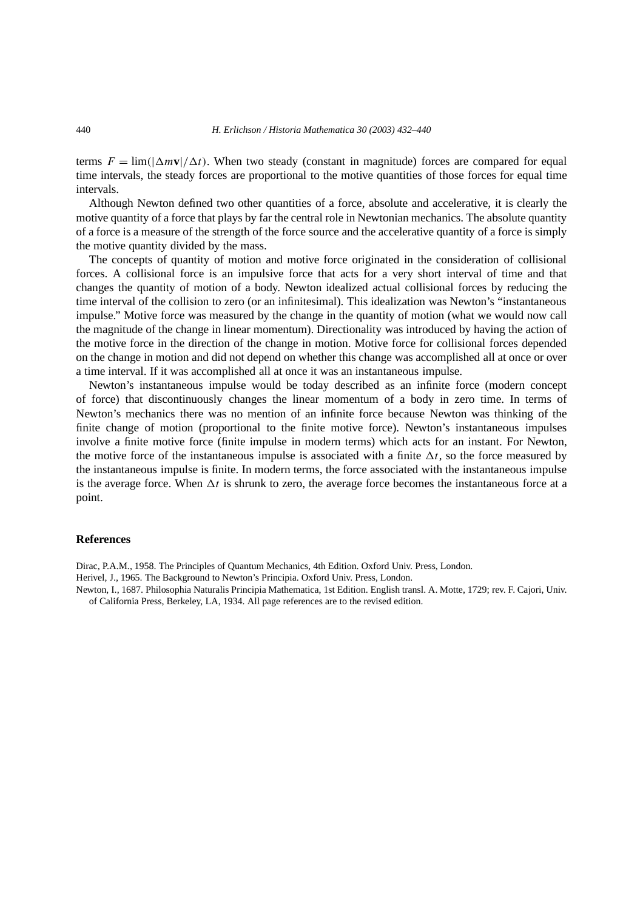terms $F = \lim(|\Delta m\mathbf{v}|/\Delta t)$. When two steady (constant in magnitude) forces are compared for equal time intervals, the steady forces are proportional to the motive quantities of those forces for equal time intervals.

Although Newton defined two other quantities of a force, absolute and accelerative, it is clearly the motive quantity of a force that plays by far the central role in Newtonian mechanics. The absolute quantity of a force is a measure of the strength of the force source and the accelerative quantity of a force is simply the motive quantity divided by the mass.

The concepts of quantity of motion and motive force originated in the consideration of collisional forces. A collisional force is an impulsive force that acts for a very short interval of time and that changes the quantity of motion of a body. Newton idealized actual collisional forces by reducing the time interval of the collision to zero (or an infinitesimal). This idealization was Newton's "instantaneous impulse." Motive force was measured by the change in the quantity of motion (what we would now call the magnitude of the change in linear momentum). Directionality was introduced by having the action of the motive force in the direction of the change in motion. Motive force for collisional forces depended on the change in motion and did not depend on whether this change was accomplished all at once or over a time interval. If it was accomplished all at once it was an instantaneous impulse.

Newton's instantaneous impulse would be today described as an infinite force (modern concept of force) that discontinuously changes the linear momentum of a body in zero time. In terms of Newton's mechanics there was no mention of an infinite force because Newton was thinking of the finite change of motion (proportional to the finite motive force). Newton's instantaneous impulses involve a finite motive force (finite impulse in modern terms) which acts for an instant. For Newton, the motive force of the instantaneous impulse is associated with a finite $\Delta t$, so the force measured by the instantaneous impulse is finite. In modern terms, the force associated with the instantaneous impulse is the average force. When $\Delta t$ is shrunk to zero, the average force becomes the instantaneous force at a point.

## References

Dirac, P.A.M., 1958. The Principles of Quantum Mechanics, 4th Edition. Oxford Univ. Press, London.

Herivel, J., 1965. The Background to Newton's Principia. Oxford Univ. Press, London.

Newton, I., 1687. Philosophia Naturalis Principia Mathematica, 1st Edition. English transl. A. Motte, 1729; rev. F. Cajori, Univ. of California Press, Berkeley, LA, 1934. All page references are to the revised edition.